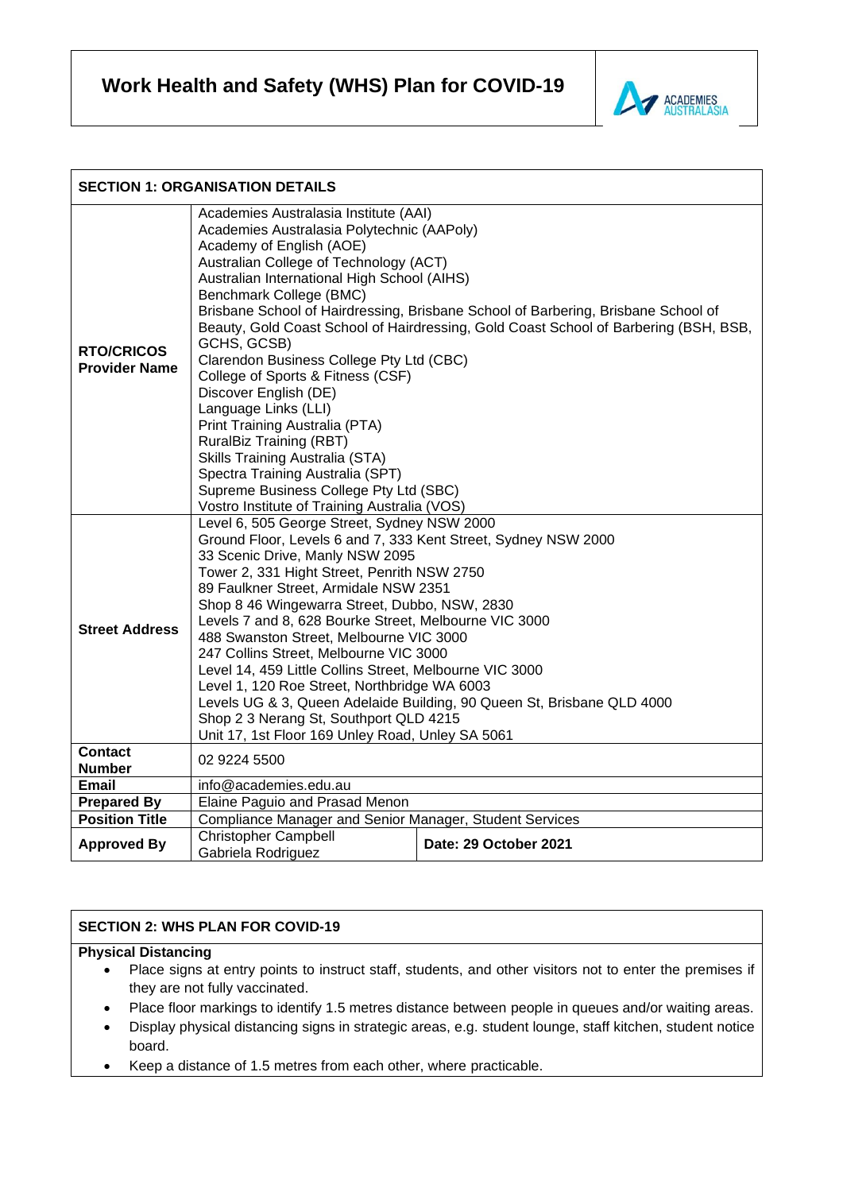# Work Health and Safety (WHS) Plan for COVID-19

| SECTION 1: ORGANISATION DETAILS | | |
|---|---|---|
| **RTO/CRICOS Provider Name** | Academies Australasia Institute (AAI)<br>Academies Australasia Polytechnic (AAPoly)<br>Academy of English (AOE)<br>Australian College of Technology (ACT)<br>Australian International High School (AIHS)<br>Benchmark College (BMC)<br>Brisbane School of Hairdressing, Brisbane School of Barbering, Brisbane School of Beauty, Gold Coast School of Hairdressing, Gold Coast School of Barbering (BSH, BSB, GCHS, GCSB)<br>Clarendon Business College Pty Ltd (CBC)<br>College of Sports & Fitness (CSF)<br>Discover English (DE)<br>Language Links (LLI)<br>Print Training Australia (PTA)<br>RuralBiz Training (RBT)<br>Skills Training Australia (STA)<br>Spectra Training Australia (SPT)<br>Supreme Business College Pty Ltd (SBC)<br>Vostro Institute of Training Australia (VOS) | |
| **Street Address** | Level 6, 505 George Street, Sydney NSW 2000<br>Ground Floor, Levels 6 and 7, 333 Kent Street, Sydney NSW 2000<br>33 Scenic Drive, Manly NSW 2095<br>Tower 2, 331 Hight Street, Penrith NSW 2750<br>89 Faulkner Street, Armidale NSW 2351<br>Shop 8 46 Wingewarra Street, Dubbo, NSW, 2830<br>Levels 7 and 8, 628 Bourke Street, Melbourne VIC 3000<br>488 Swanston Street, Melbourne VIC 3000<br>247 Collins Street, Melbourne VIC 3000<br>Level 14, 459 Little Collins Street, Melbourne VIC 3000<br>Level 1, 120 Roe Street, Northbridge WA 6003<br>Levels UG & 3, Queen Adelaide Building, 90 Queen St, Brisbane QLD 4000<br>Shop 2 3 Nerang St, Southport QLD 4215<br>Unit 17, 1st Floor 169 Unley Road, Unley SA 5061 | |
| **Contact Number** | 02 9224 5500 | |
| **Email** | info@academies.edu.au | |
| **Prepared By** | Elaine Paguio and Prasad Menon | |
| **Position Title** | Compliance Manager and Senior Manager, Student Services | |
| **Approved By** | Christopher Campbell<br>Gabriela Rodriguez | **Date: 29 October 2021** |

## SECTION 2: WHS PLAN FOR COVID-19

**Physical Distancing**

- Place signs at entry points to instruct staff, students, and other visitors not to enter the premises if they are not fully vaccinated.
- Place floor markings to identify 1.5 metres distance between people in queues and/or waiting areas.
- Display physical distancing signs in strategic areas, e.g. student lounge, staff kitchen, student notice board.
- Keep a distance of 1.5 metres from each other, where practicable.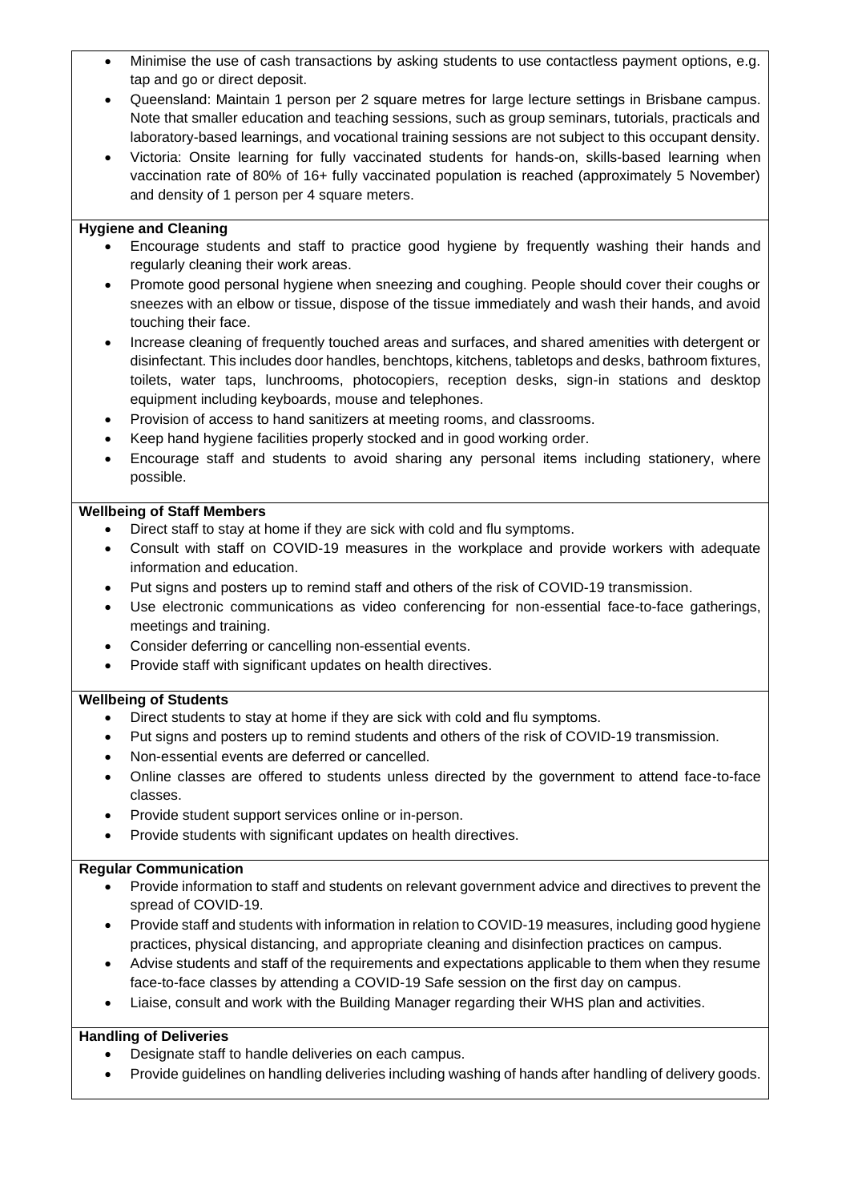- Minimise the use of cash transactions by asking students to use contactless payment options, e.g. tap and go or direct deposit.
- Queensland: Maintain 1 person per 2 square metres for large lecture settings in Brisbane campus. Note that smaller education and teaching sessions, such as group seminars, tutorials, practicals and laboratory-based learnings, and vocational training sessions are not subject to this occupant density.
- Victoria: Onsite learning for fully vaccinated students for hands-on, skills-based learning when vaccination rate of 80% of 16+ fully vaccinated population is reached (approximately 5 November) and density of 1 person per 4 square meters.

**Hygiene and Cleaning**

- Encourage students and staff to practice good hygiene by frequently washing their hands and regularly cleaning their work areas.
- Promote good personal hygiene when sneezing and coughing. People should cover their coughs or sneezes with an elbow or tissue, dispose of the tissue immediately and wash their hands, and avoid touching their face.
- Increase cleaning of frequently touched areas and surfaces, and shared amenities with detergent or disinfectant. This includes door handles, benchtops, kitchens, tabletops and desks, bathroom fixtures, toilets, water taps, lunchrooms, photocopiers, reception desks, sign-in stations and desktop equipment including keyboards, mouse and telephones.
- Provision of access to hand sanitizers at meeting rooms, and classrooms.
- Keep hand hygiene facilities properly stocked and in good working order.
- Encourage staff and students to avoid sharing any personal items including stationery, where possible.

**Wellbeing of Staff Members**

- Direct staff to stay at home if they are sick with cold and flu symptoms.
- Consult with staff on COVID-19 measures in the workplace and provide workers with adequate information and education.
- Put signs and posters up to remind staff and others of the risk of COVID-19 transmission.
- Use electronic communications as video conferencing for non-essential face-to-face gatherings, meetings and training.
- Consider deferring or cancelling non-essential events.
- Provide staff with significant updates on health directives.

**Wellbeing of Students**

- Direct students to stay at home if they are sick with cold and flu symptoms.
- Put signs and posters up to remind students and others of the risk of COVID-19 transmission.
- Non-essential events are deferred or cancelled.
- Online classes are offered to students unless directed by the government to attend face-to-face classes.
- Provide student support services online or in-person.
- Provide students with significant updates on health directives.

**Regular Communication**

- Provide information to staff and students on relevant government advice and directives to prevent the spread of COVID-19.
- Provide staff and students with information in relation to COVID-19 measures, including good hygiene practices, physical distancing, and appropriate cleaning and disinfection practices on campus.
- Advise students and staff of the requirements and expectations applicable to them when they resume face-to-face classes by attending a COVID-19 Safe session on the first day on campus.
- Liaise, consult and work with the Building Manager regarding their WHS plan and activities.

**Handling of Deliveries**

- Designate staff to handle deliveries on each campus.
- Provide guidelines on handling deliveries including washing of hands after handling of delivery goods.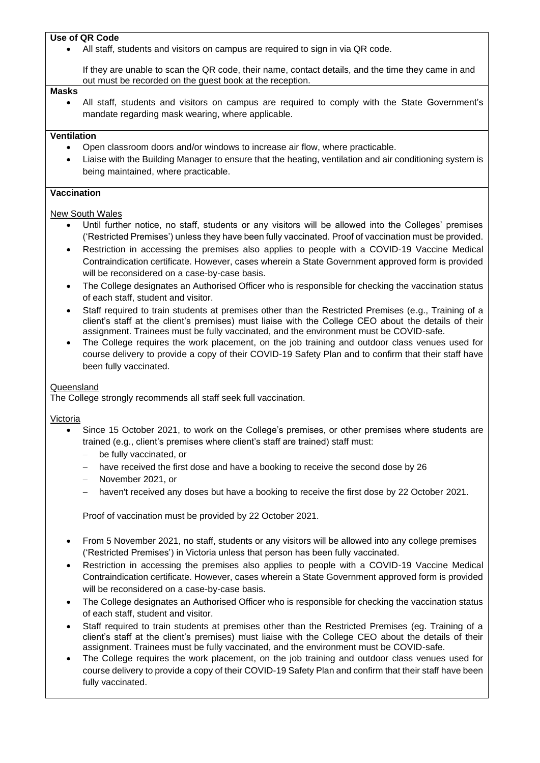**Use of QR Code**

- All staff, students and visitors on campus are required to sign in via QR code.

  If they are unable to scan the QR code, their name, contact details, and the time they came in and out must be recorded on the guest book at the reception.

**Masks**

- All staff, students and visitors on campus are required to comply with the State Government's mandate regarding mask wearing, where applicable.

**Ventilation**

- Open classroom doors and/or windows to increase air flow, where practicable.
- Liaise with the Building Manager to ensure that the heating, ventilation and air conditioning system is being maintained, where practicable.

**Vaccination**

New South Wales

- Until further notice, no staff, students or any visitors will be allowed into the Colleges' premises ('Restricted Premises') unless they have been fully vaccinated. Proof of vaccination must be provided.
- Restriction in accessing the premises also applies to people with a COVID-19 Vaccine Medical Contraindication certificate. However, cases wherein a State Government approved form is provided will be reconsidered on a case-by-case basis.
- The College designates an Authorised Officer who is responsible for checking the vaccination status of each staff, student and visitor.
- Staff required to train students at premises other than the Restricted Premises (e.g., Training of a client's staff at the client's premises) must liaise with the College CEO about the details of their assignment. Trainees must be fully vaccinated, and the environment must be COVID-safe.
- The College requires the work placement, on the job training and outdoor class venues used for course delivery to provide a copy of their COVID-19 Safety Plan and to confirm that their staff have been fully vaccinated.

Queensland

The College strongly recommends all staff seek full vaccination.

Victoria

- Since 15 October 2021, to work on the College's premises, or other premises where students are trained (e.g., client's premises where client's staff are trained) staff must:
  - be fully vaccinated, or
  - have received the first dose and have a booking to receive the second dose by 26
  - November 2021, or
  - haven't received any doses but have a booking to receive the first dose by 22 October 2021.

  Proof of vaccination must be provided by 22 October 2021.

- From 5 November 2021, no staff, students or any visitors will be allowed into any college premises ('Restricted Premises') in Victoria unless that person has been fully vaccinated.
- Restriction in accessing the premises also applies to people with a COVID-19 Vaccine Medical Contraindication certificate. However, cases wherein a State Government approved form is provided will be reconsidered on a case-by-case basis.
- The College designates an Authorised Officer who is responsible for checking the vaccination status of each staff, student and visitor.
- Staff required to train students at premises other than the Restricted Premises (eg. Training of a client's staff at the client's premises) must liaise with the College CEO about the details of their assignment. Trainees must be fully vaccinated, and the environment must be COVID-safe.
- The College requires the work placement, on the job training and outdoor class venues used for course delivery to provide a copy of their COVID-19 Safety Plan and confirm that their staff have been fully vaccinated.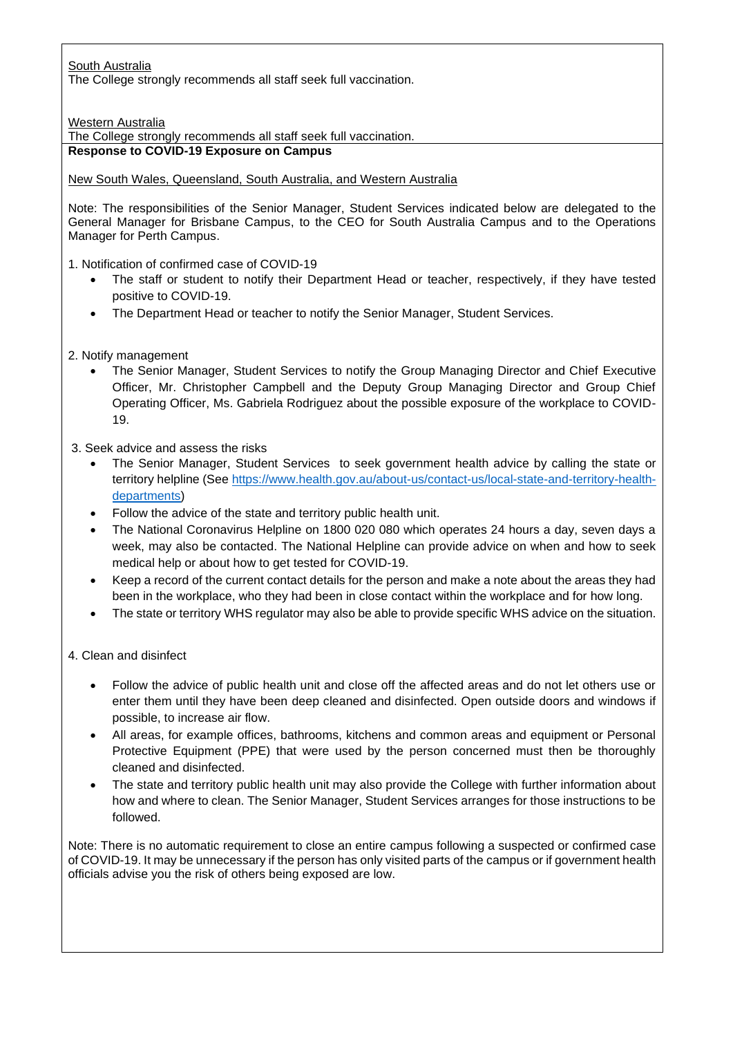South Australia

The College strongly recommends all staff seek full vaccination.

Western Australia

The College strongly recommends all staff seek full vaccination.

**Response to COVID-19 Exposure on Campus**

New South Wales, Queensland, South Australia, and Western Australia

Note: The responsibilities of the Senior Manager, Student Services indicated below are delegated to the General Manager for Brisbane Campus, to the CEO for South Australia Campus and to the Operations Manager for Perth Campus.

1. Notification of confirmed case of COVID-19
   - The staff or student to notify their Department Head or teacher, respectively, if they have tested positive to COVID-19.
   - The Department Head or teacher to notify the Senior Manager, Student Services.

2. Notify management
   - The Senior Manager, Student Services to notify the Group Managing Director and Chief Executive Officer, Mr. Christopher Campbell and the Deputy Group Managing Director and Group Chief Operating Officer, Ms. Gabriela Rodriguez about the possible exposure of the workplace to COVID-19.

3. Seek advice and assess the risks
   - The Senior Manager, Student Services to seek government health advice by calling the state or territory helpline (See https://www.health.gov.au/about-us/contact-us/local-state-and-territory-health-departments)
   - Follow the advice of the state and territory public health unit.
   - The National Coronavirus Helpline on 1800 020 080 which operates 24 hours a day, seven days a week, may also be contacted. The National Helpline can provide advice on when and how to seek medical help or about how to get tested for COVID-19.
   - Keep a record of the current contact details for the person and make a note about the areas they had been in the workplace, who they had been in close contact within the workplace and for how long.
   - The state or territory WHS regulator may also be able to provide specific WHS advice on the situation.

4. Clean and disinfect
   - Follow the advice of public health unit and close off the affected areas and do not let others use or enter them until they have been deep cleaned and disinfected. Open outside doors and windows if possible, to increase air flow.
   - All areas, for example offices, bathrooms, kitchens and common areas and equipment or Personal Protective Equipment (PPE) that were used by the person concerned must then be thoroughly cleaned and disinfected.
   - The state and territory public health unit may also provide the College with further information about how and where to clean. The Senior Manager, Student Services arranges for those instructions to be followed.

Note: There is no automatic requirement to close an entire campus following a suspected or confirmed case of COVID-19. It may be unnecessary if the person has only visited parts of the campus or if government health officials advise you the risk of others being exposed are low.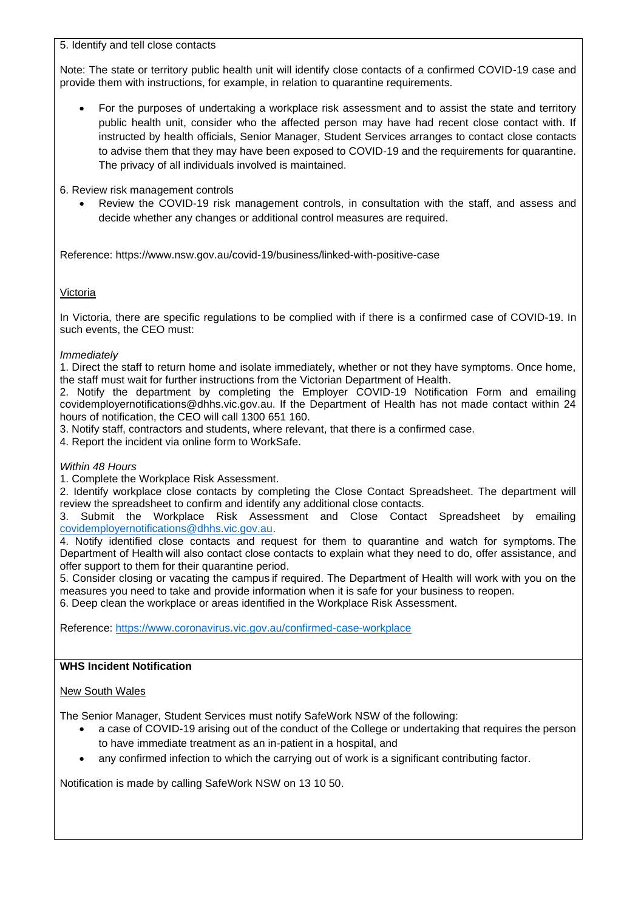5. Identify and tell close contacts

Note: The state or territory public health unit will identify close contacts of a confirmed COVID-19 case and provide them with instructions, for example, in relation to quarantine requirements.

- For the purposes of undertaking a workplace risk assessment and to assist the state and territory public health unit, consider who the affected person may have had recent close contact with. If instructed by health officials, Senior Manager, Student Services arranges to contact close contacts to advise them that they may have been exposed to COVID-19 and the requirements for quarantine. The privacy of all individuals involved is maintained.

6. Review risk management controls

- Review the COVID-19 risk management controls, in consultation with the staff, and assess and decide whether any changes or additional control measures are required.

Reference: https://www.nsw.gov.au/covid-19/business/linked-with-positive-case

Victoria

In Victoria, there are specific regulations to be complied with if there is a confirmed case of COVID-19. In such events, the CEO must:

*Immediately*

1. Direct the staff to return home and isolate immediately, whether or not they have symptoms. Once home, the staff must wait for further instructions from the Victorian Department of Health.
2. Notify the department by completing the Employer COVID-19 Notification Form and emailing covidemployernotifications@dhhs.vic.gov.au. If the Department of Health has not made contact within 24 hours of notification, the CEO will call 1300 651 160.
3. Notify staff, contractors and students, where relevant, that there is a confirmed case.
4. Report the incident via online form to WorkSafe.

*Within 48 Hours*

1. Complete the Workplace Risk Assessment.
2. Identify workplace close contacts by completing the Close Contact Spreadsheet. The department will review the spreadsheet to confirm and identify any additional close contacts.
3. Submit the Workplace Risk Assessment and Close Contact Spreadsheet by emailing covidemployernotifications@dhhs.vic.gov.au.
4. Notify identified close contacts and request for them to quarantine and watch for symptoms. The Department of Health will also contact close contacts to explain what they need to do, offer assistance, and offer support to them for their quarantine period.
5. Consider closing or vacating the campus if required. The Department of Health will work with you on the measures you need to take and provide information when it is safe for your business to reopen.
6. Deep clean the workplace or areas identified in the Workplace Risk Assessment.

Reference: https://www.coronavirus.vic.gov.au/confirmed-case-workplace

**WHS Incident Notification**

New South Wales

The Senior Manager, Student Services must notify SafeWork NSW of the following:

- a case of COVID-19 arising out of the conduct of the College or undertaking that requires the person to have immediate treatment as an in-patient in a hospital, and
- any confirmed infection to which the carrying out of work is a significant contributing factor.

Notification is made by calling SafeWork NSW on 13 10 50.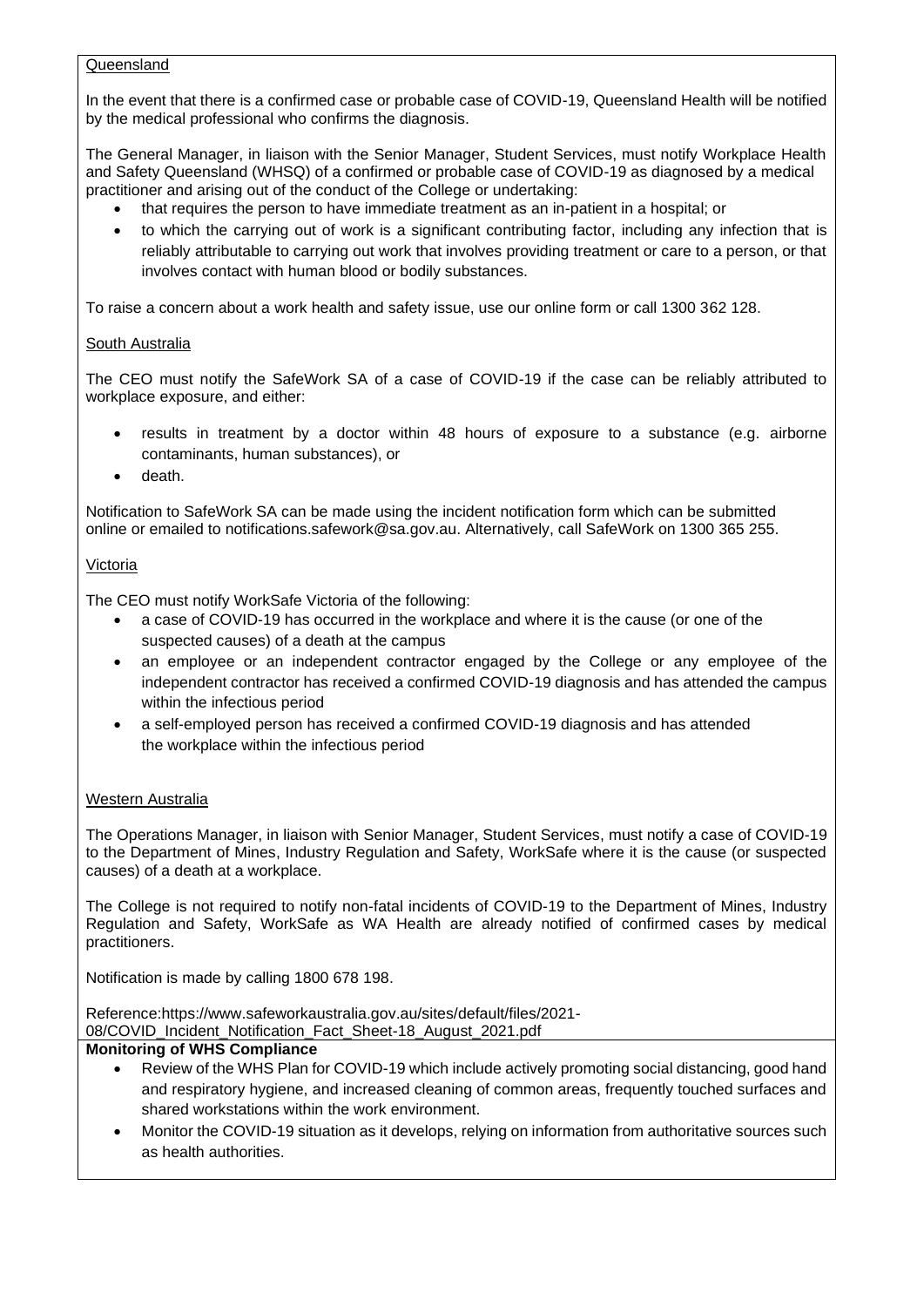Queensland

In the event that there is a confirmed case or probable case of COVID-19, Queensland Health will be notified by the medical professional who confirms the diagnosis.

The General Manager, in liaison with the Senior Manager, Student Services, must notify Workplace Health and Safety Queensland (WHSQ) of a confirmed or probable case of COVID-19 as diagnosed by a medical practitioner and arising out of the conduct of the College or undertaking:

- that requires the person to have immediate treatment as an in-patient in a hospital; or
- to which the carrying out of work is a significant contributing factor, including any infection that is reliably attributable to carrying out work that involves providing treatment or care to a person, or that involves contact with human blood or bodily substances.

To raise a concern about a work health and safety issue, use our online form or call 1300 362 128.

South Australia

The CEO must notify the SafeWork SA of a case of COVID-19 if the case can be reliably attributed to workplace exposure, and either:

- results in treatment by a doctor within 48 hours of exposure to a substance (e.g. airborne contaminants, human substances), or
- death.

Notification to SafeWork SA can be made using the incident notification form which can be submitted online or emailed to notifications.safework@sa.gov.au. Alternatively, call SafeWork on 1300 365 255.

Victoria

The CEO must notify WorkSafe Victoria of the following:

- a case of COVID-19 has occurred in the workplace and where it is the cause (or one of the suspected causes) of a death at the campus
- an employee or an independent contractor engaged by the College or any employee of the independent contractor has received a confirmed COVID-19 diagnosis and has attended the campus within the infectious period
- a self-employed person has received a confirmed COVID-19 diagnosis and has attended the workplace within the infectious period

Western Australia

The Operations Manager, in liaison with Senior Manager, Student Services, must notify a case of COVID-19 to the Department of Mines, Industry Regulation and Safety, WorkSafe where it is the cause (or suspected causes) of a death at a workplace.

The College is not required to notify non-fatal incidents of COVID-19 to the Department of Mines, Industry Regulation and Safety, WorkSafe as WA Health are already notified of confirmed cases by medical practitioners.

Notification is made by calling 1800 678 198.

Reference:https://www.safeworkaustralia.gov.au/sites/default/files/2021-08/COVID_Incident_Notification_Fact_Sheet-18_August_2021.pdf

**Monitoring of WHS Compliance**

- Review of the WHS Plan for COVID-19 which include actively promoting social distancing, good hand and respiratory hygiene, and increased cleaning of common areas, frequently touched surfaces and shared workstations within the work environment.
- Monitor the COVID-19 situation as it develops, relying on information from authoritative sources such as health authorities.